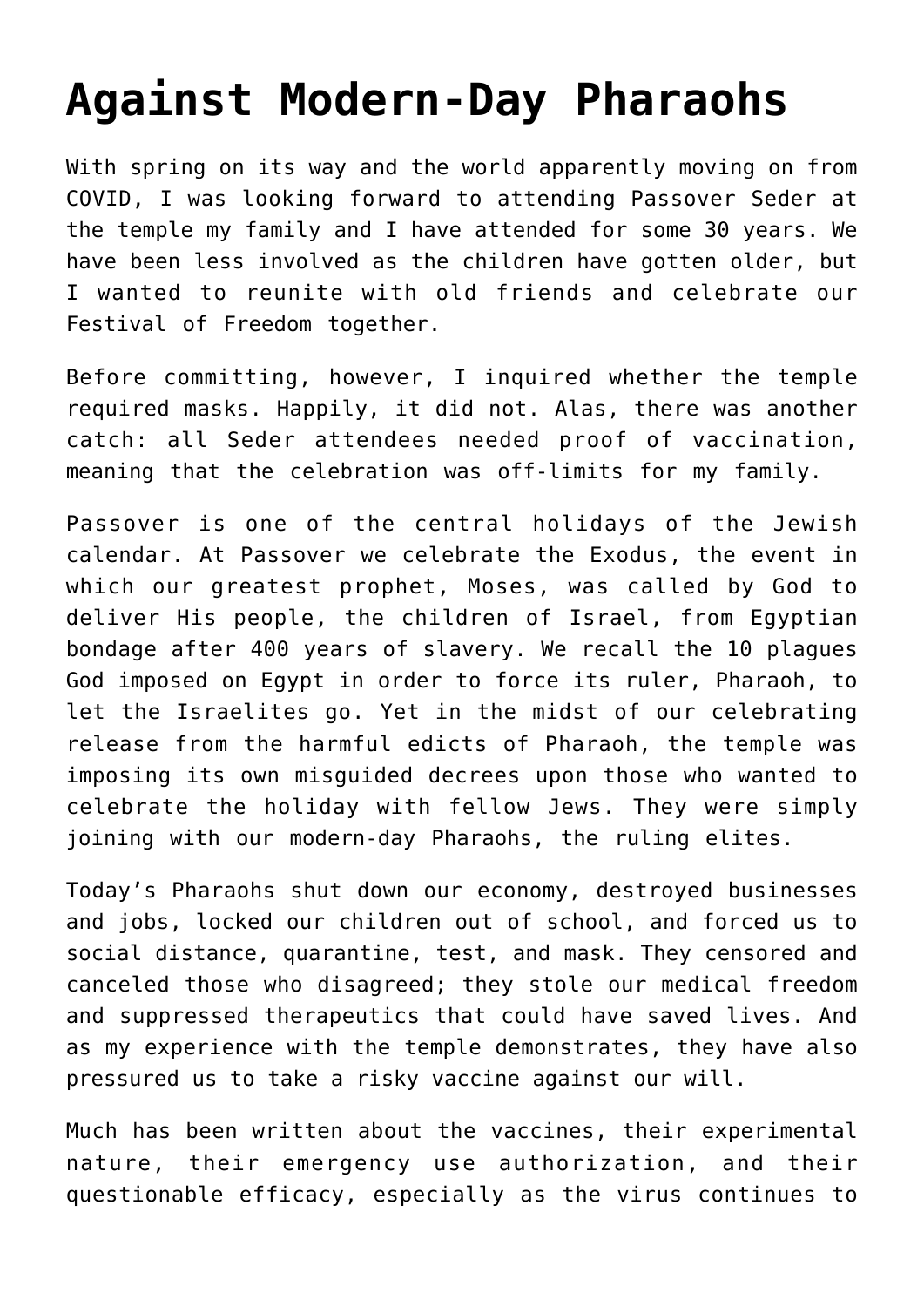# Against Modern-Day Pharaohs

With spring on its way and the world apparently moving on from COVID, I was looking forward to attending Passover Seder at the temple my family and I have attended for some 30 years. We have been less involved as the children have gotten older, but I wanted to reunite with old friends and celebrate our Festival of Freedom together.

Before committing, however, I inquired whether the temple required masks. Happily, it did not. Alas, there was another catch: all Seder attendees needed proof of vaccination, meaning that the celebration was off-limits for my family.

Passover is one of the central holidays of the Jewish calendar. At Passover we celebrate the Exodus, the event in which our greatest prophet, Moses, was called by God to deliver His people, the children of Israel, from Egyptian bondage after 400 years of slavery. We recall the 10 plagues God imposed on Egypt in order to force its ruler, Pharaoh, to let the Israelites go. Yet in the midst of our celebrating release from the harmful edicts of Pharaoh, the temple was imposing its own misguided decrees upon those who wanted to celebrate the holiday with fellow Jews. They were simply joining with our modern-day Pharaohs, the ruling elites.

Today's Pharaohs shut down our economy, destroyed businesses and jobs, locked our children out of school, and forced us to social distance, quarantine, test, and mask. They censored and canceled those who disagreed; they stole our medical freedom and suppressed therapeutics that could have saved lives. And as my experience with the temple demonstrates, they have also pressured us to take a risky vaccine against our will.

Much has been written about the vaccines, their experimental nature, their emergency use authorization, and their questionable efficacy, especially as the virus continues to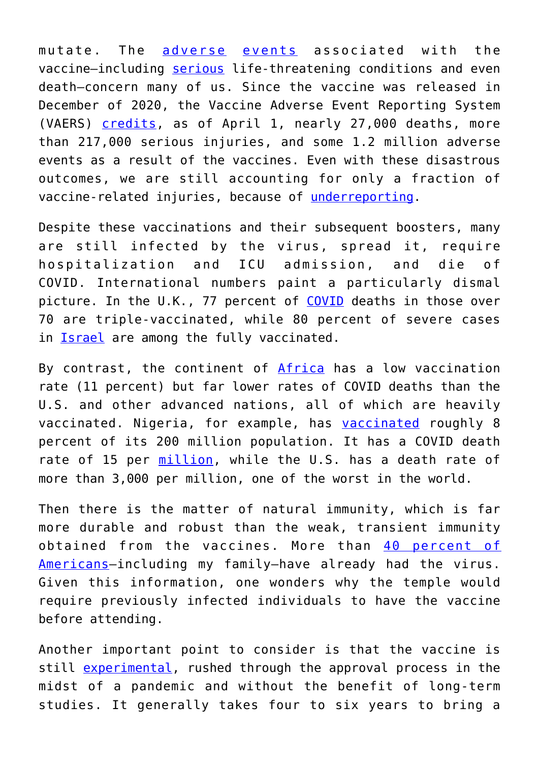mutate. The adverse events associated with the vaccine—including serious life-threatening conditions and even death—concern many of us. Since the vaccine was released in December of 2020, the Vaccine Adverse Event Reporting System (VAERS) credits, as of April 1, nearly 27,000 deaths, more than 217,000 serious injuries, and some 1.2 million adverse events as a result of the vaccines. Even with these disastrous outcomes, we are still accounting for only a fraction of vaccine-related injuries, because of underreporting.

Despite these vaccinations and their subsequent boosters, many are still infected by the virus, spread it, require hospitalization and ICU admission, and die of COVID. International numbers paint a particularly dismal picture. In the U.K., 77 percent of COVID deaths in those over 70 are triple-vaccinated, while 80 percent of severe cases in Israel are among the fully vaccinated.

By contrast, the continent of Africa has a low vaccination rate (11 percent) but far lower rates of COVID deaths than the U.S. and other advanced nations, all of which are heavily vaccinated. Nigeria, for example, has vaccinated roughly 8 percent of its 200 million population. It has a COVID death rate of 15 per million, while the U.S. has a death rate of more than 3,000 per million, one of the worst in the world.

Then there is the matter of natural immunity, which is far more durable and robust than the weak, transient immunity obtained from the vaccines. More than 40 percent of Americans—including my family—have already had the virus. Given this information, one wonders why the temple would require previously infected individuals to have the vaccine before attending.

Another important point to consider is that the vaccine is still experimental, rushed through the approval process in the midst of a pandemic and without the benefit of long-term studies. It generally takes four to six years to bring a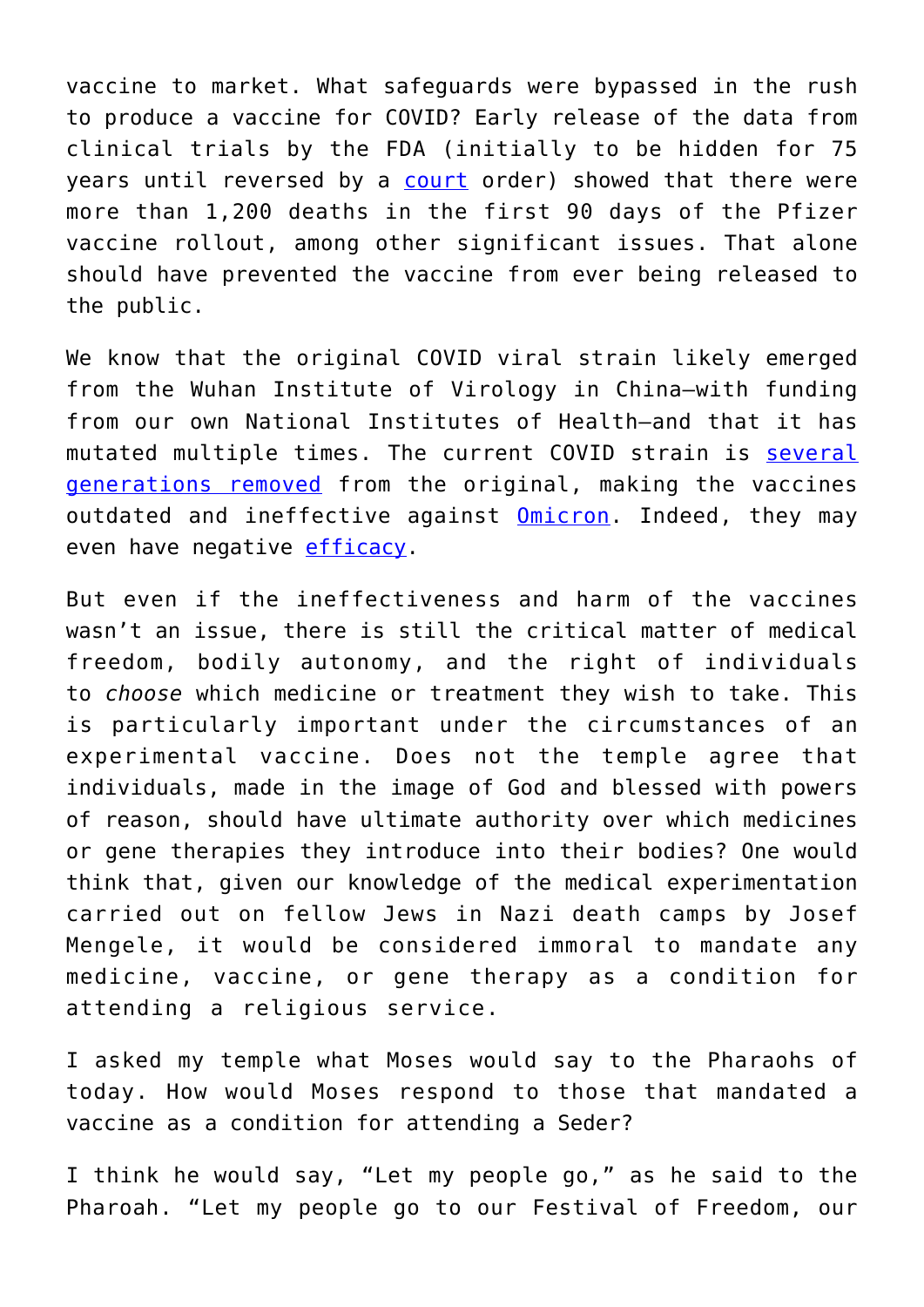vaccine to market. What safeguards were bypassed in the rush to produce a vaccine for COVID? Early release of the data from clinical trials by the FDA (initially to be hidden for 75 years until reversed by a [court](#) order) showed that there were more than 1,200 deaths in the first 90 days of the Pfizer vaccine rollout, among other significant issues. That alone should have prevented the vaccine from ever being released to the public.

We know that the original COVID viral strain likely emerged from the Wuhan Institute of Virology in China—with funding from our own National Institutes of Health—and that it has mutated multiple times. The current COVID strain is [several generations removed](#) from the original, making the vaccines outdated and ineffective against [Omicron](#). Indeed, they may even have negative [efficacy](#).

But even if the ineffectiveness and harm of the vaccines wasn't an issue, there is still the critical matter of medical freedom, bodily autonomy, and the right of individuals to *choose* which medicine or treatment they wish to take. This is particularly important under the circumstances of an experimental vaccine. Does not the temple agree that individuals, made in the image of God and blessed with powers of reason, should have ultimate authority over which medicines or gene therapies they introduce into their bodies? One would think that, given our knowledge of the medical experimentation carried out on fellow Jews in Nazi death camps by Josef Mengele, it would be considered immoral to mandate any medicine, vaccine, or gene therapy as a condition for attending a religious service.

I asked my temple what Moses would say to the Pharaohs of today. How would Moses respond to those that mandated a vaccine as a condition for attending a Seder?

I think he would say, "Let my people go," as he said to the Pharoah. "Let my people go to our Festival of Freedom, our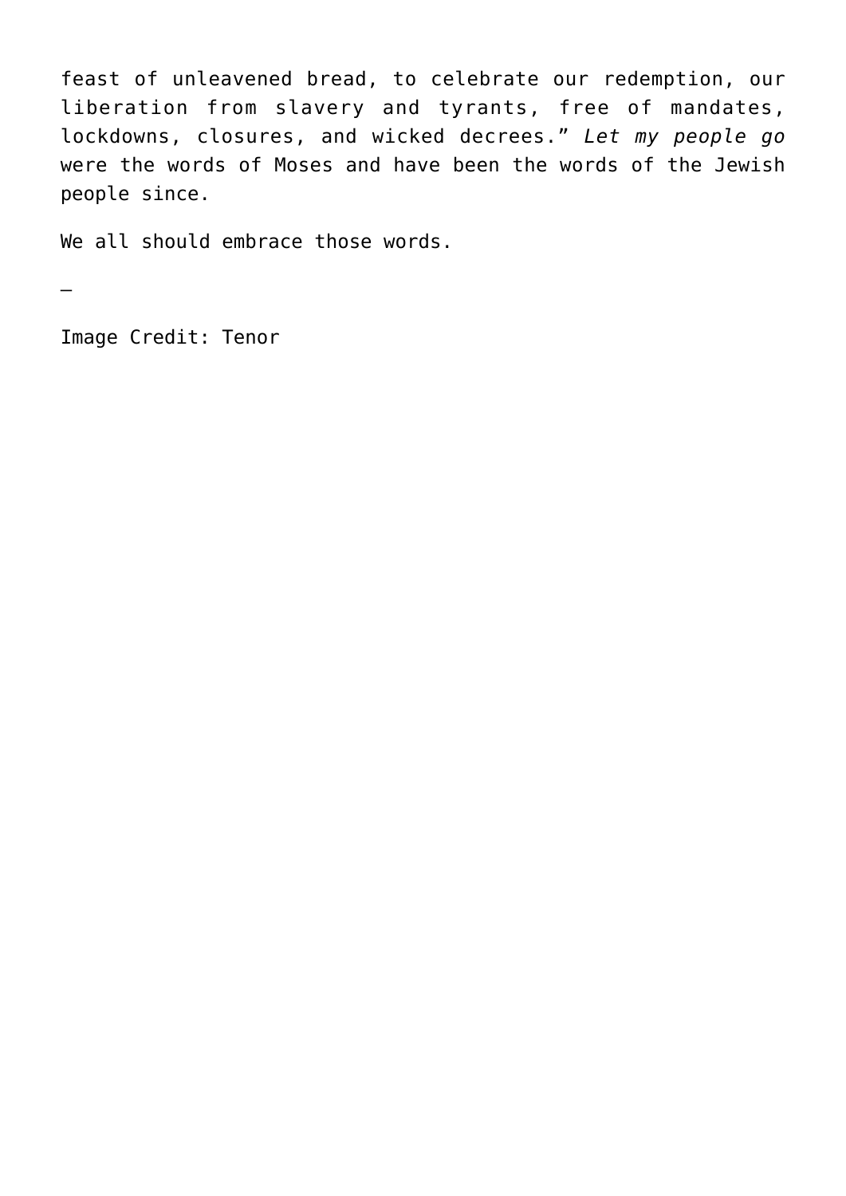feast of unleavened bread, to celebrate our redemption, our liberation from slavery and tyrants, free of mandates, lockdowns, closures, and wicked decrees." *Let my people go* were the words of Moses and have been the words of the Jewish people since.

We all should embrace those words.

—

Image Credit: Tenor